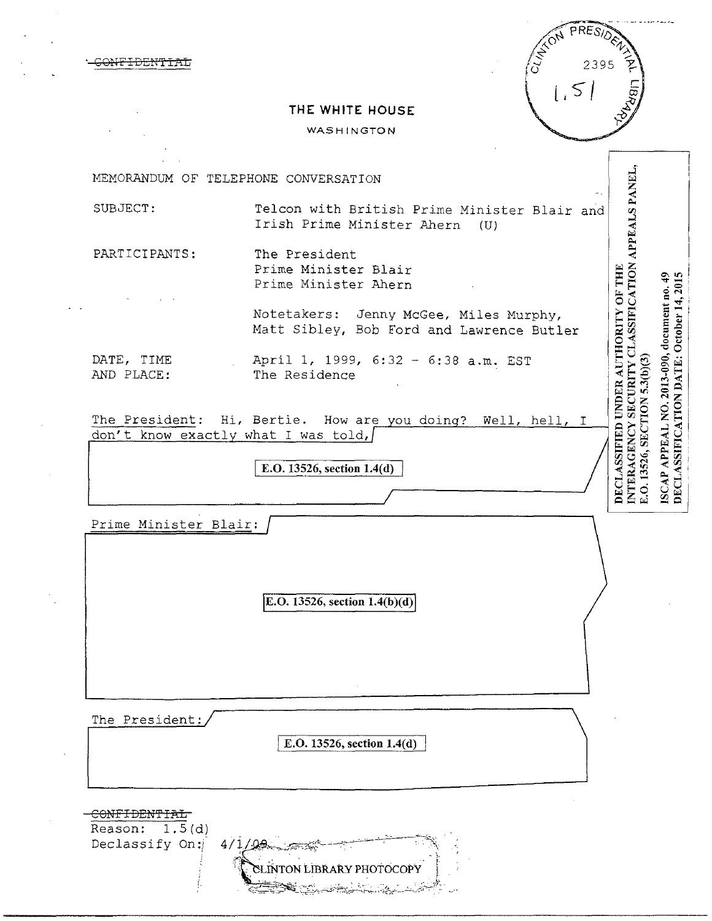~~CONFIDENTIAL~~

CLINTON PRESIDENTIAL LIBRARY
2395
1.51

# THE WHITE HOUSE

WASHINGTON

DECLASSIFIED UNDER AUTHORITY OF THE INTERAGENCY SECURITY CLASSIFICATION APPEALS PANEL, E.O. 13526, SECTION 5.3(b)(3)

ISCAP APPEAL NO. 2013-090, document no. 49
DECLASSIFICATION DATE: October 14, 2015

MEMORANDUM OF TELEPHONE CONVERSATION

SUBJECT: Telcon with British Prime Minister Blair and Irish Prime Minister Ahern (U)

PARTICIPANTS: The President
Prime Minister Blair
Prime Minister Ahern

Notetakers: Jenny McGee, Miles Murphy, Matt Sibley, Bob Ford and Lawrence Butler

DATE, TIME AND PLACE: April 1, 1999, 6:32 - 6:38 a.m. EST
The Residence

The President: Hi, Bertie. How are you doing? Well, hell, I don't know exactly what I was told,

E.O. 13526, section 1.4(d)

Prime Minister Blair:

E.O. 13526, section 1.4(b)(d)

The President:

E.O. 13526, section 1.4(d)

~~CONFIDENTIAL~~
Reason: 1.5(d)
Declassify On: 4/1/09

CLINTON LIBRARY PHOTOCOPY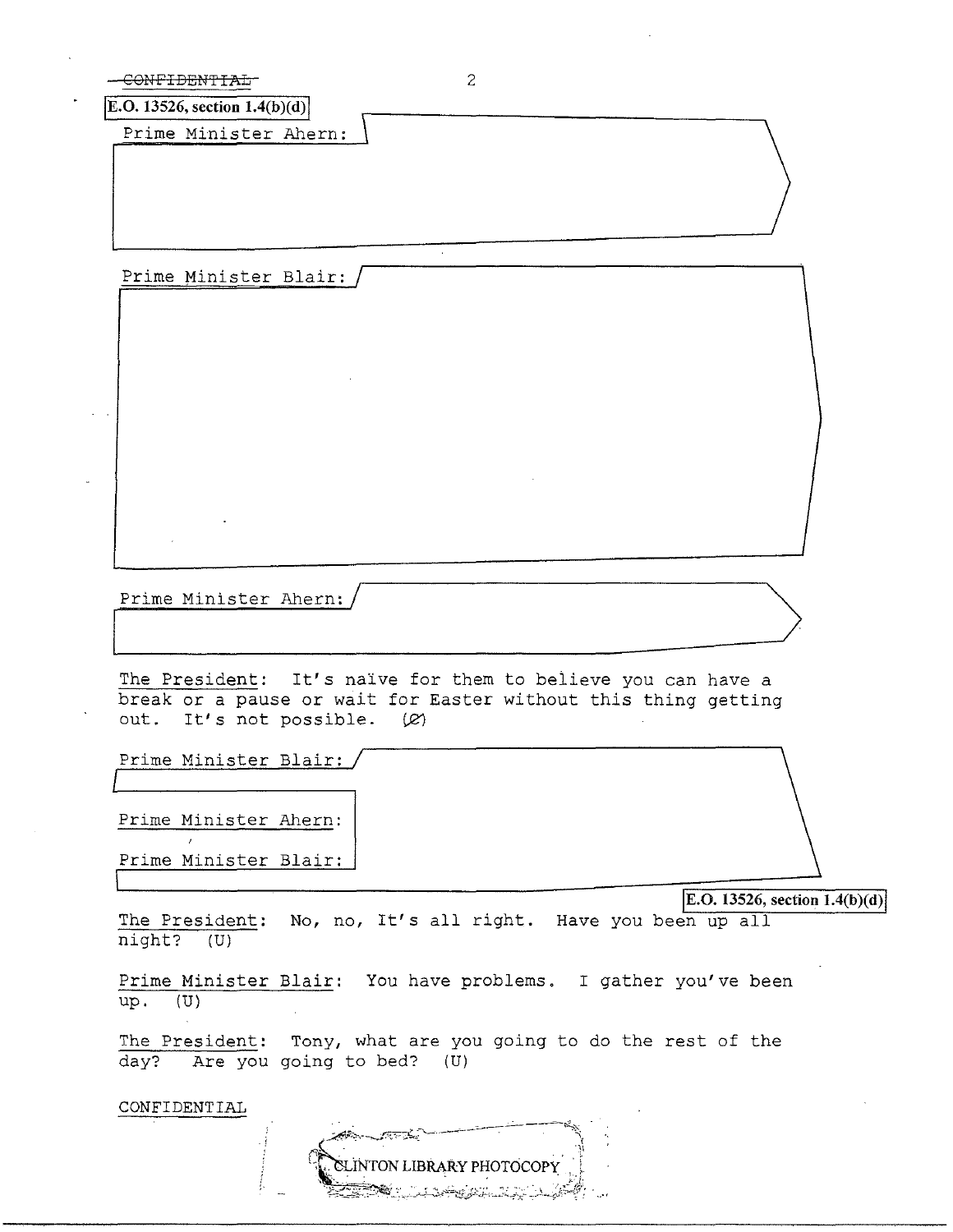~~CONFIDENTIAL~~

E.O. 13526, section 1.4(b)(d)

Prime Minister Ahern:

Prime Minister Blair:

Prime Minister Ahern:

The President: It's naïve for them to believe you can have a break or a pause or wait for Easter without this thing getting out. It's not possible. (Ø)

Prime Minister Blair:

Prime Minister Ahern:

Prime Minister Blair:

E.O. 13526, section 1.4(b)(d)

The President: No, no, It's all right. Have you been up all night? (U)

Prime Minister Blair: You have problems. I gather you've been up. (U)

The President: Tony, what are you going to do the rest of the day? Are you going to bed? (U)

CONFIDENTIAL

CLINTON LIBRARY PHOTOCOPY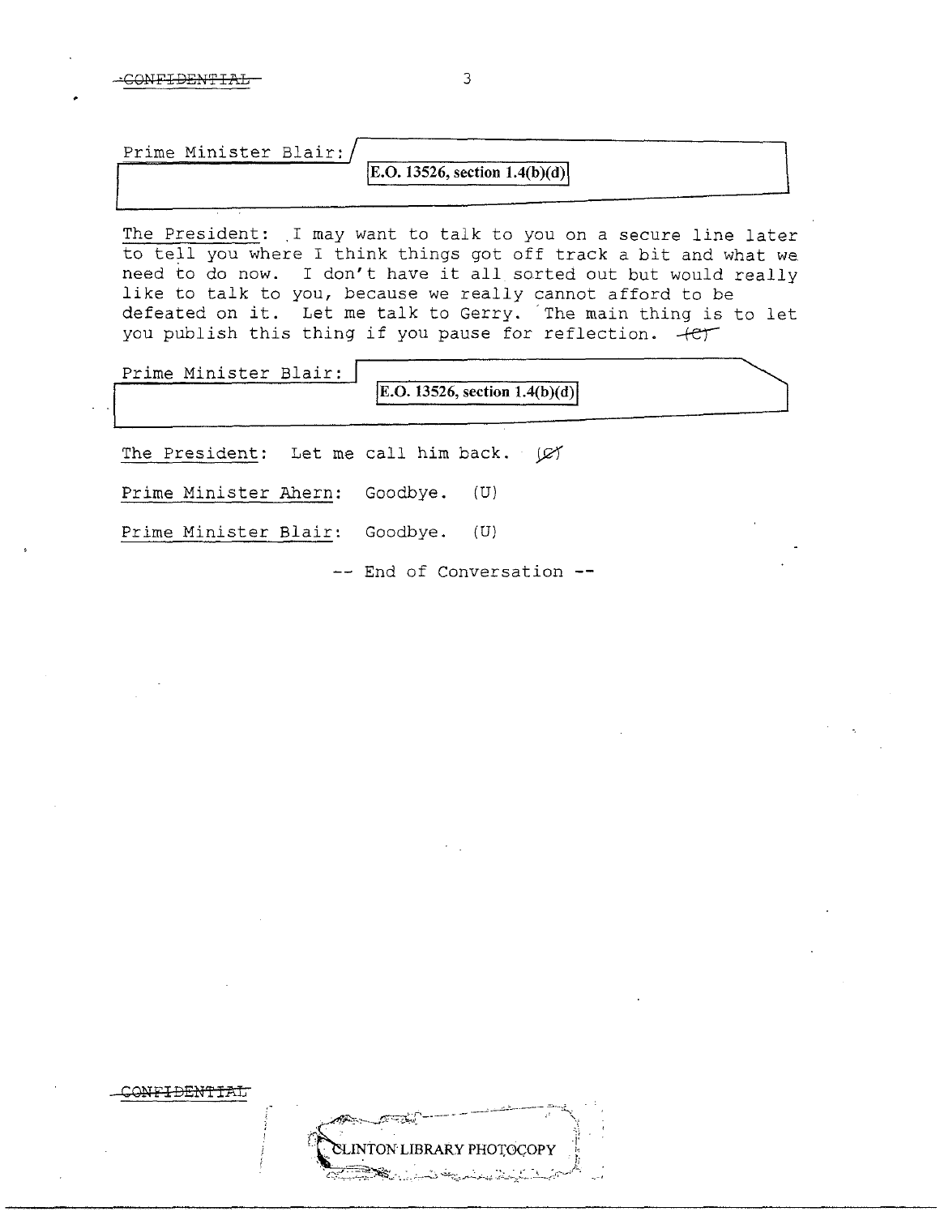Prime Minister Blair:

E.O. 13526, section 1.4(b)(d)

The President: I may want to talk to you on a secure line later to tell you where I think things got off track a bit and what we need to do now. I don't have it all sorted out but would really like to talk to you, because we really cannot afford to be defeated on it. Let me talk to Gerry. The main thing is to let you publish this thing if you pause for reflection. (C)

Prime Minister Blair:

E.O. 13526, section 1.4(b)(d)

The President: Let me call him back. (C)

Prime Minister Ahern: Goodbye. (U)

Prime Minister Blair: Goodbye. (U)

-- End of Conversation --

CONFIDENTIAL

CLINTON LIBRARY PHOTOCOPY